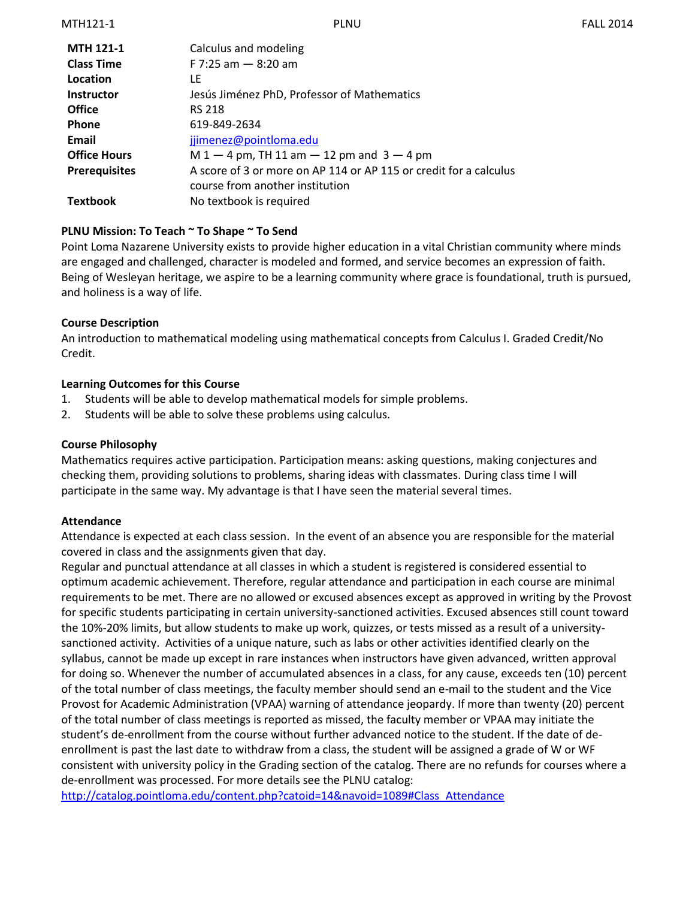| | |
|---|---|
| **MTH 121-1** | Calculus and modeling |
| **Class Time** | F 7:25 am — 8:20 am |
| **Location** | LE |
| **Instructor** | Jesús Jiménez PhD, Professor of Mathematics |
| **Office** | RS 218 |
| **Phone** | 619-849-2634 |
| **Email** | jjimenez@pointloma.edu |
| **Office Hours** | M 1 — 4 pm, TH 11 am — 12 pm and 3 — 4 pm |
| **Prerequisites** | A score of 3 or more on AP 114 or AP 115 or credit for a calculus course from another institution |
| **Textbook** | No textbook is required |

**PLNU Mission: To Teach ~ To Shape ~ To Send**

Point Loma Nazarene University exists to provide higher education in a vital Christian community where minds are engaged and challenged, character is modeled and formed, and service becomes an expression of faith. Being of Wesleyan heritage, we aspire to be a learning community where grace is foundational, truth is pursued, and holiness is a way of life.

**Course Description**

An introduction to mathematical modeling using mathematical concepts from Calculus I. Graded Credit/No Credit.

**Learning Outcomes for this Course**

1. Students will be able to develop mathematical models for simple problems.
2. Students will be able to solve these problems using calculus.

**Course Philosophy**

Mathematics requires active participation. Participation means: asking questions, making conjectures and checking them, providing solutions to problems, sharing ideas with classmates. During class time I will participate in the same way. My advantage is that I have seen the material several times.

**Attendance**

Attendance is expected at each class session. In the event of an absence you are responsible for the material covered in class and the assignments given that day.

Regular and punctual attendance at all classes in which a student is registered is considered essential to optimum academic achievement. Therefore, regular attendance and participation in each course are minimal requirements to be met. There are no allowed or excused absences except as approved in writing by the Provost for specific students participating in certain university-sanctioned activities. Excused absences still count toward the 10%-20% limits, but allow students to make up work, quizzes, or tests missed as a result of a university-sanctioned activity. Activities of a unique nature, such as labs or other activities identified clearly on the syllabus, cannot be made up except in rare instances when instructors have given advanced, written approval for doing so. Whenever the number of accumulated absences in a class, for any cause, exceeds ten (10) percent of the total number of class meetings, the faculty member should send an e-mail to the student and the Vice Provost for Academic Administration (VPAA) warning of attendance jeopardy. If more than twenty (20) percent of the total number of class meetings is reported as missed, the faculty member or VPAA may initiate the student's de-enrollment from the course without further advanced notice to the student. If the date of de-enrollment is past the last date to withdraw from a class, the student will be assigned a grade of W or WF consistent with university policy in the Grading section of the catalog. There are no refunds for courses where a de-enrollment was processed. For more details see the PLNU catalog: http://catalog.pointloma.edu/content.php?catoid=14&navoid=1089#Class_Attendance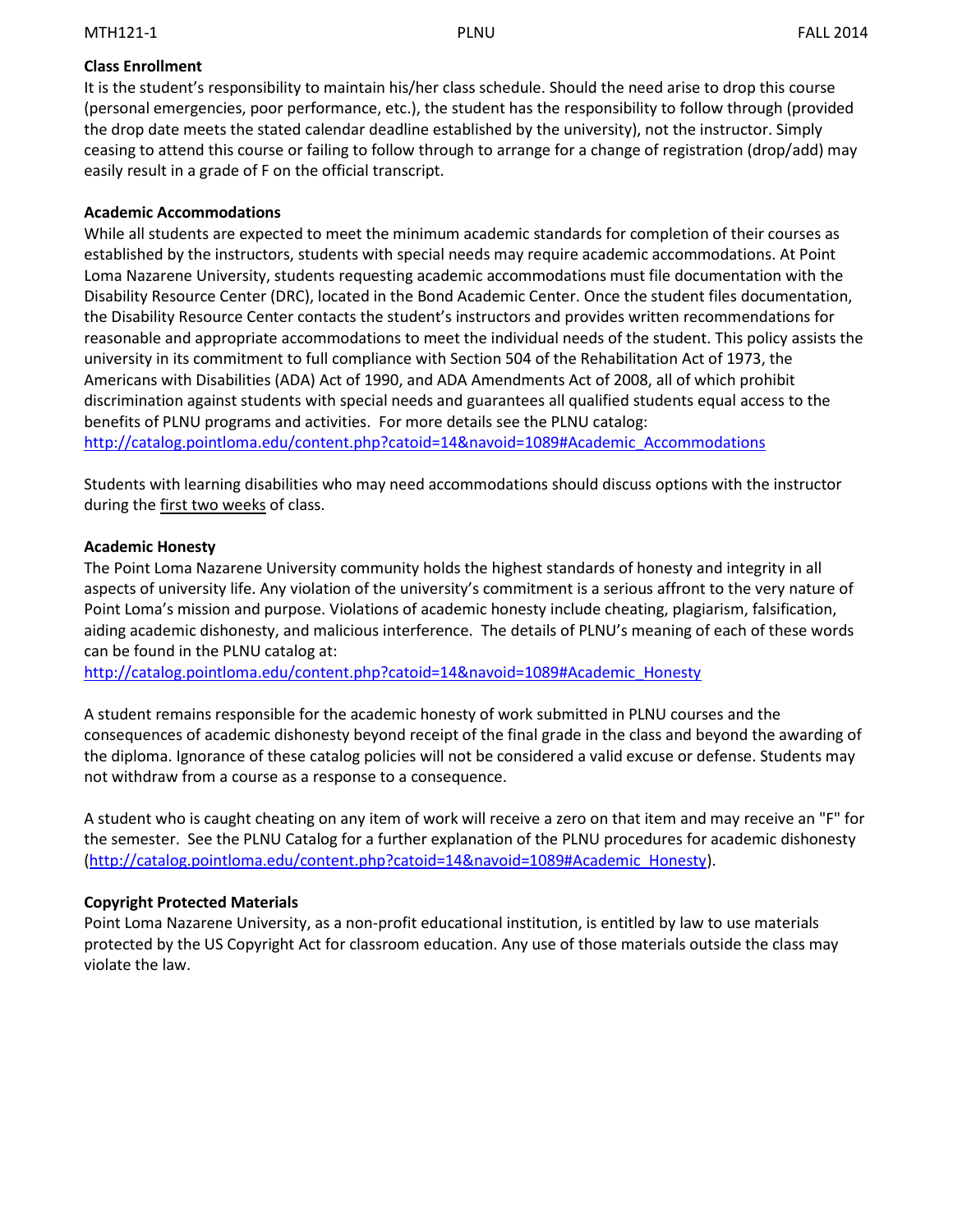**Class Enrollment**

It is the student's responsibility to maintain his/her class schedule. Should the need arise to drop this course (personal emergencies, poor performance, etc.), the student has the responsibility to follow through (provided the drop date meets the stated calendar deadline established by the university), not the instructor. Simply ceasing to attend this course or failing to follow through to arrange for a change of registration (drop/add) may easily result in a grade of F on the official transcript.

**Academic Accommodations**

While all students are expected to meet the minimum academic standards for completion of their courses as established by the instructors, students with special needs may require academic accommodations. At Point Loma Nazarene University, students requesting academic accommodations must file documentation with the Disability Resource Center (DRC), located in the Bond Academic Center. Once the student files documentation, the Disability Resource Center contacts the student's instructors and provides written recommendations for reasonable and appropriate accommodations to meet the individual needs of the student. This policy assists the university in its commitment to full compliance with Section 504 of the Rehabilitation Act of 1973, the Americans with Disabilities (ADA) Act of 1990, and ADA Amendments Act of 2008, all of which prohibit discrimination against students with special needs and guarantees all qualified students equal access to the benefits of PLNU programs and activities. For more details see the PLNU catalog: [http://catalog.pointloma.edu/content.php?catoid=14&navoid=1089#Academic_Accommodations](http://catalog.pointloma.edu/content.php?catoid=14&navoid=1089#Academic_Accommodations)

Students with learning disabilities who may need accommodations should discuss options with the instructor during the first two weeks of class.

**Academic Honesty**

The Point Loma Nazarene University community holds the highest standards of honesty and integrity in all aspects of university life. Any violation of the university's commitment is a serious affront to the very nature of Point Loma's mission and purpose. Violations of academic honesty include cheating, plagiarism, falsification, aiding academic dishonesty, and malicious interference. The details of PLNU's meaning of each of these words can be found in the PLNU catalog at:
[http://catalog.pointloma.edu/content.php?catoid=14&navoid=1089#Academic_Honesty](http://catalog.pointloma.edu/content.php?catoid=14&navoid=1089#Academic_Honesty)

A student remains responsible for the academic honesty of work submitted in PLNU courses and the consequences of academic dishonesty beyond receipt of the final grade in the class and beyond the awarding of the diploma. Ignorance of these catalog policies will not be considered a valid excuse or defense. Students may not withdraw from a course as a response to a consequence.

A student who is caught cheating on any item of work will receive a zero on that item and may receive an "F" for the semester. See the PLNU Catalog for a further explanation of the PLNU procedures for academic dishonesty ([http://catalog.pointloma.edu/content.php?catoid=14&navoid=1089#Academic_Honesty](http://catalog.pointloma.edu/content.php?catoid=14&navoid=1089#Academic_Honesty)).

**Copyright Protected Materials**

Point Loma Nazarene University, as a non-profit educational institution, is entitled by law to use materials protected by the US Copyright Act for classroom education. Any use of those materials outside the class may violate the law.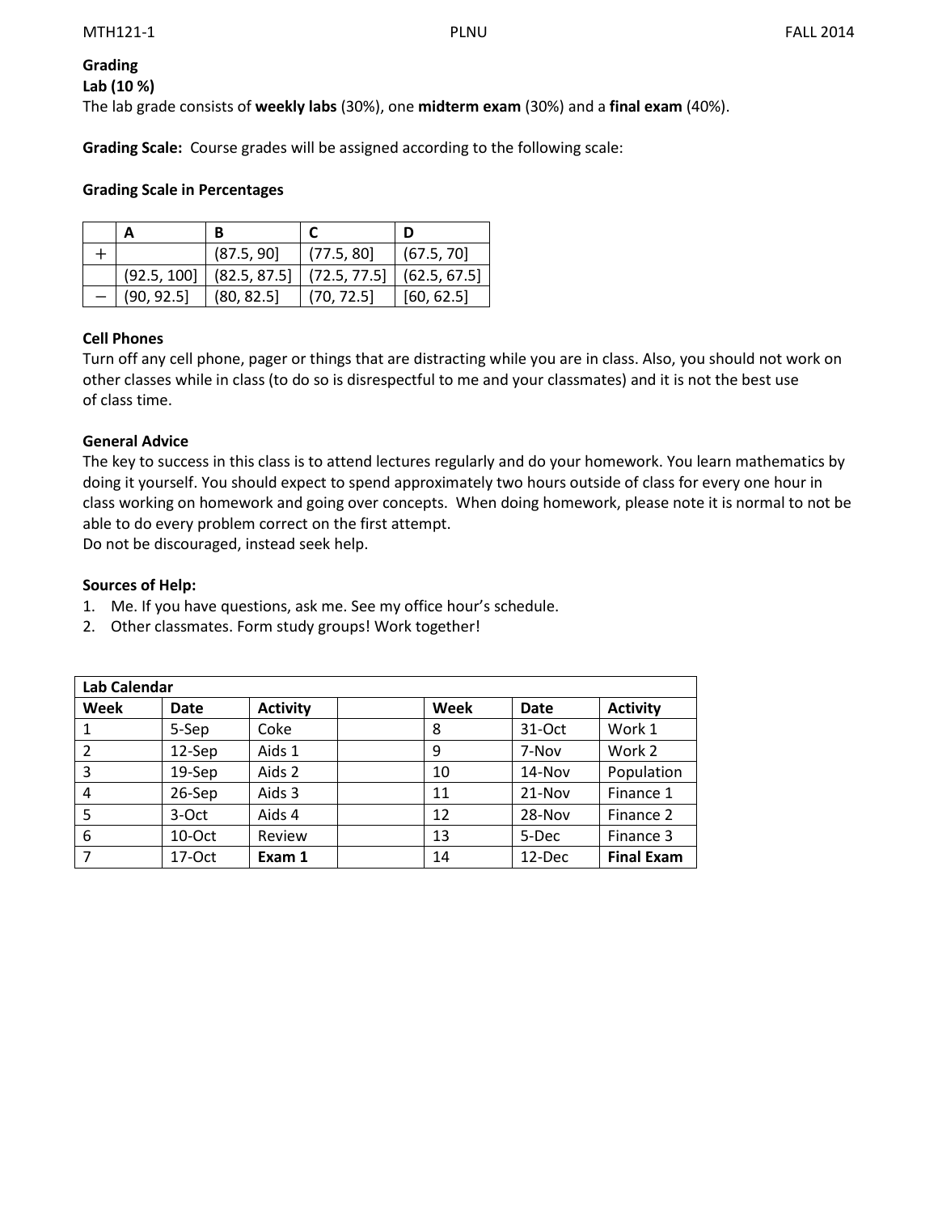**Grading**

**Lab (10 %)**

The lab grade consists of **weekly labs** (30%), one **midterm exam** (30%) and a **final exam** (40%).

**Grading Scale:** Course grades will be assigned according to the following scale:

**Grading Scale in Percentages**

| | A | B | C | D |
|---|---|---|---|---|
| + | | (87.5, 90] | (77.5, 80] | (67.5, 70] |
| | (92.5, 100] | (82.5, 87.5] | (72.5, 77.5] | (62.5, 67.5] |
| − | (90, 92.5] | (80, 82.5] | (70, 72.5] | [60, 62.5] |

**Cell Phones**

Turn off any cell phone, pager or things that are distracting while you are in class. Also, you should not work on other classes while in class (to do so is disrespectful to me and your classmates) and it is not the best use of class time.

**General Advice**

The key to success in this class is to attend lectures regularly and do your homework. You learn mathematics by doing it yourself. You should expect to spend approximately two hours outside of class for every one hour in class working on homework and going over concepts. When doing homework, please note it is normal to not be able to do every problem correct on the first attempt.

Do not be discouraged, instead seek help.

**Sources of Help:**

1. Me. If you have questions, ask me. See my office hour's schedule.
2. Other classmates. Form study groups! Work together!

| **Lab Calendar** | | | | | | |
|---|---|---|---|---|---|---|
| **Week** | **Date** | **Activity** | | **Week** | **Date** | **Activity** |
| 1 | 5-Sep | Coke | | 8 | 31-Oct | Work 1 |
| 2 | 12-Sep | Aids 1 | | 9 | 7-Nov | Work 2 |
| 3 | 19-Sep | Aids 2 | | 10 | 14-Nov | Population |
| 4 | 26-Sep | Aids 3 | | 11 | 21-Nov | Finance 1 |
| 5 | 3-Oct | Aids 4 | | 12 | 28-Nov | Finance 2 |
| 6 | 10-Oct | Review | | 13 | 5-Dec | Finance 3 |
| 7 | 17-Oct | **Exam 1** | | 14 | 12-Dec | **Final Exam** |